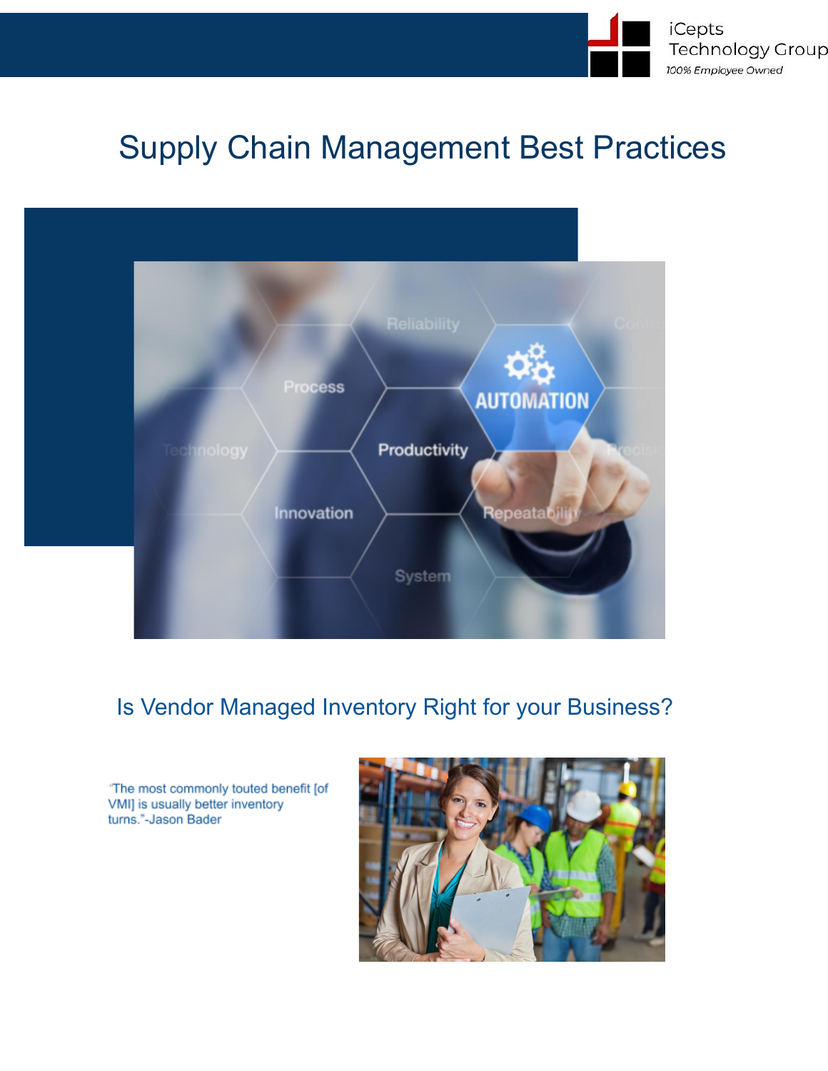iCepts Technology Group

*100% Employee Owned*

# Supply Chain Management Best Practices

## Is Vendor Managed Inventory Right for your Business?

"The most commonly touted benefit [of VMI] is usually better inventory turns."-Jason Bader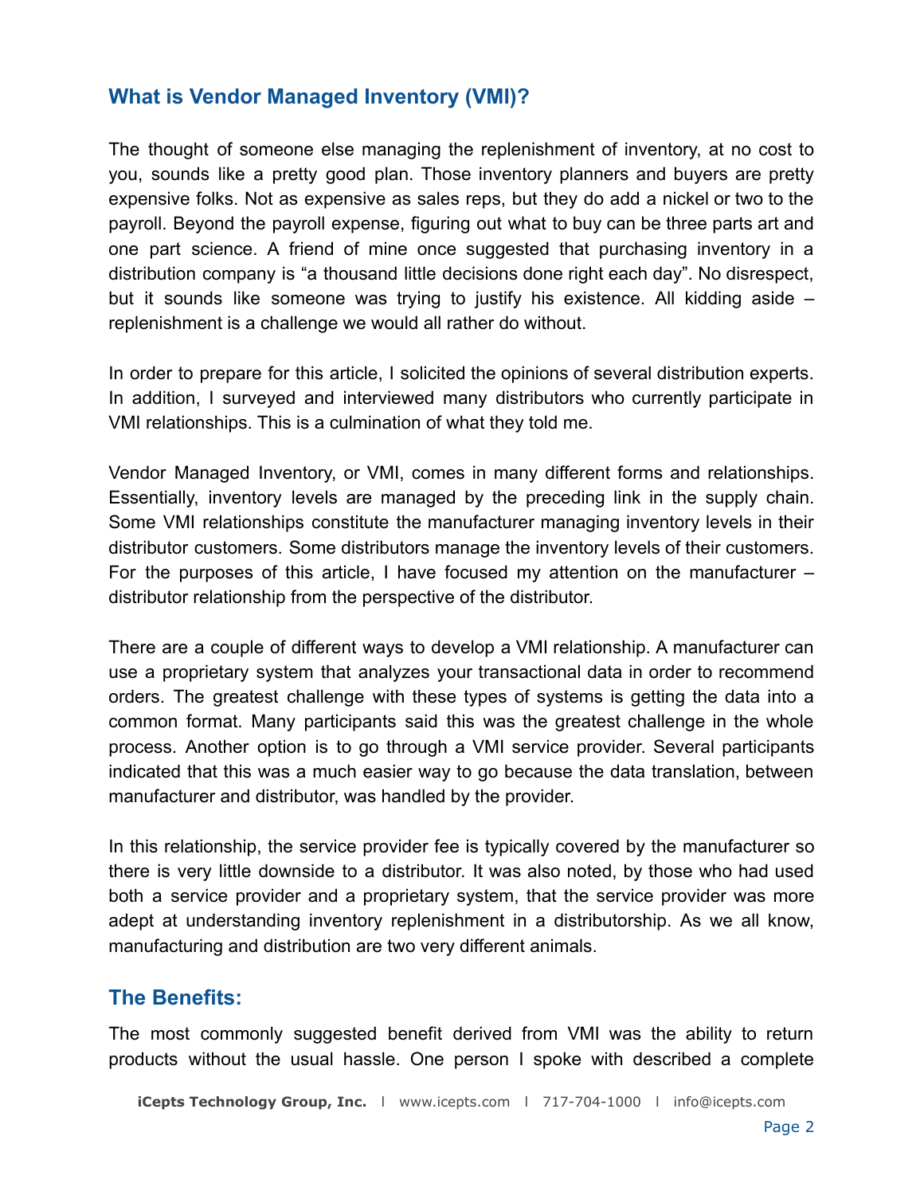## What is Vendor Managed Inventory (VMI)?

The thought of someone else managing the replenishment of inventory, at no cost to you, sounds like a pretty good plan. Those inventory planners and buyers are pretty expensive folks. Not as expensive as sales reps, but they do add a nickel or two to the payroll. Beyond the payroll expense, figuring out what to buy can be three parts art and one part science. A friend of mine once suggested that purchasing inventory in a distribution company is "a thousand little decisions done right each day". No disrespect, but it sounds like someone was trying to justify his existence. All kidding aside – replenishment is a challenge we would all rather do without.

In order to prepare for this article, I solicited the opinions of several distribution experts. In addition, I surveyed and interviewed many distributors who currently participate in VMI relationships. This is a culmination of what they told me.

Vendor Managed Inventory, or VMI, comes in many different forms and relationships. Essentially, inventory levels are managed by the preceding link in the supply chain. Some VMI relationships constitute the manufacturer managing inventory levels in their distributor customers. Some distributors manage the inventory levels of their customers. For the purposes of this article, I have focused my attention on the manufacturer – distributor relationship from the perspective of the distributor.

There are a couple of different ways to develop a VMI relationship. A manufacturer can use a proprietary system that analyzes your transactional data in order to recommend orders. The greatest challenge with these types of systems is getting the data into a common format. Many participants said this was the greatest challenge in the whole process. Another option is to go through a VMI service provider. Several participants indicated that this was a much easier way to go because the data translation, between manufacturer and distributor, was handled by the provider.

In this relationship, the service provider fee is typically covered by the manufacturer so there is very little downside to a distributor. It was also noted, by those who had used both a service provider and a proprietary system, that the service provider was more adept at understanding inventory replenishment in a distributorship. As we all know, manufacturing and distribution are two very different animals.

## The Benefits:

The most commonly suggested benefit derived from VMI was the ability to return products without the usual hassle. One person I spoke with described a complete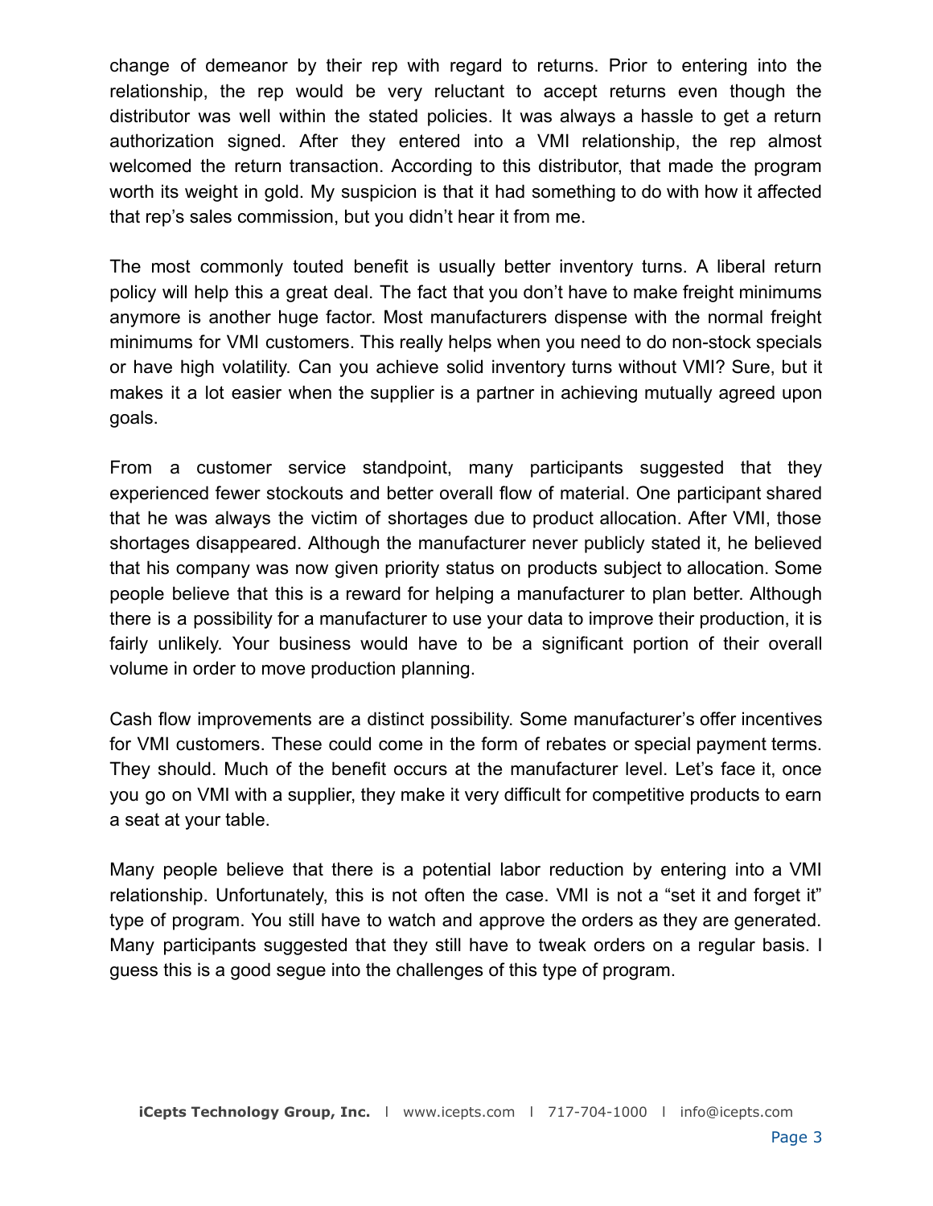change of demeanor by their rep with regard to returns. Prior to entering into the relationship, the rep would be very reluctant to accept returns even though the distributor was well within the stated policies. It was always a hassle to get a return authorization signed. After they entered into a VMI relationship, the rep almost welcomed the return transaction. According to this distributor, that made the program worth its weight in gold. My suspicion is that it had something to do with how it affected that rep's sales commission, but you didn't hear it from me.

The most commonly touted benefit is usually better inventory turns. A liberal return policy will help this a great deal. The fact that you don't have to make freight minimums anymore is another huge factor. Most manufacturers dispense with the normal freight minimums for VMI customers. This really helps when you need to do non-stock specials or have high volatility. Can you achieve solid inventory turns without VMI? Sure, but it makes it a lot easier when the supplier is a partner in achieving mutually agreed upon goals.

From a customer service standpoint, many participants suggested that they experienced fewer stockouts and better overall flow of material. One participant shared that he was always the victim of shortages due to product allocation. After VMI, those shortages disappeared. Although the manufacturer never publicly stated it, he believed that his company was now given priority status on products subject to allocation. Some people believe that this is a reward for helping a manufacturer to plan better. Although there is a possibility for a manufacturer to use your data to improve their production, it is fairly unlikely. Your business would have to be a significant portion of their overall volume in order to move production planning.

Cash flow improvements are a distinct possibility. Some manufacturer's offer incentives for VMI customers. These could come in the form of rebates or special payment terms. They should. Much of the benefit occurs at the manufacturer level. Let's face it, once you go on VMI with a supplier, they make it very difficult for competitive products to earn a seat at your table.

Many people believe that there is a potential labor reduction by entering into a VMI relationship. Unfortunately, this is not often the case. VMI is not a "set it and forget it" type of program. You still have to watch and approve the orders as they are generated. Many participants suggested that they still have to tweak orders on a regular basis. I guess this is a good segue into the challenges of this type of program.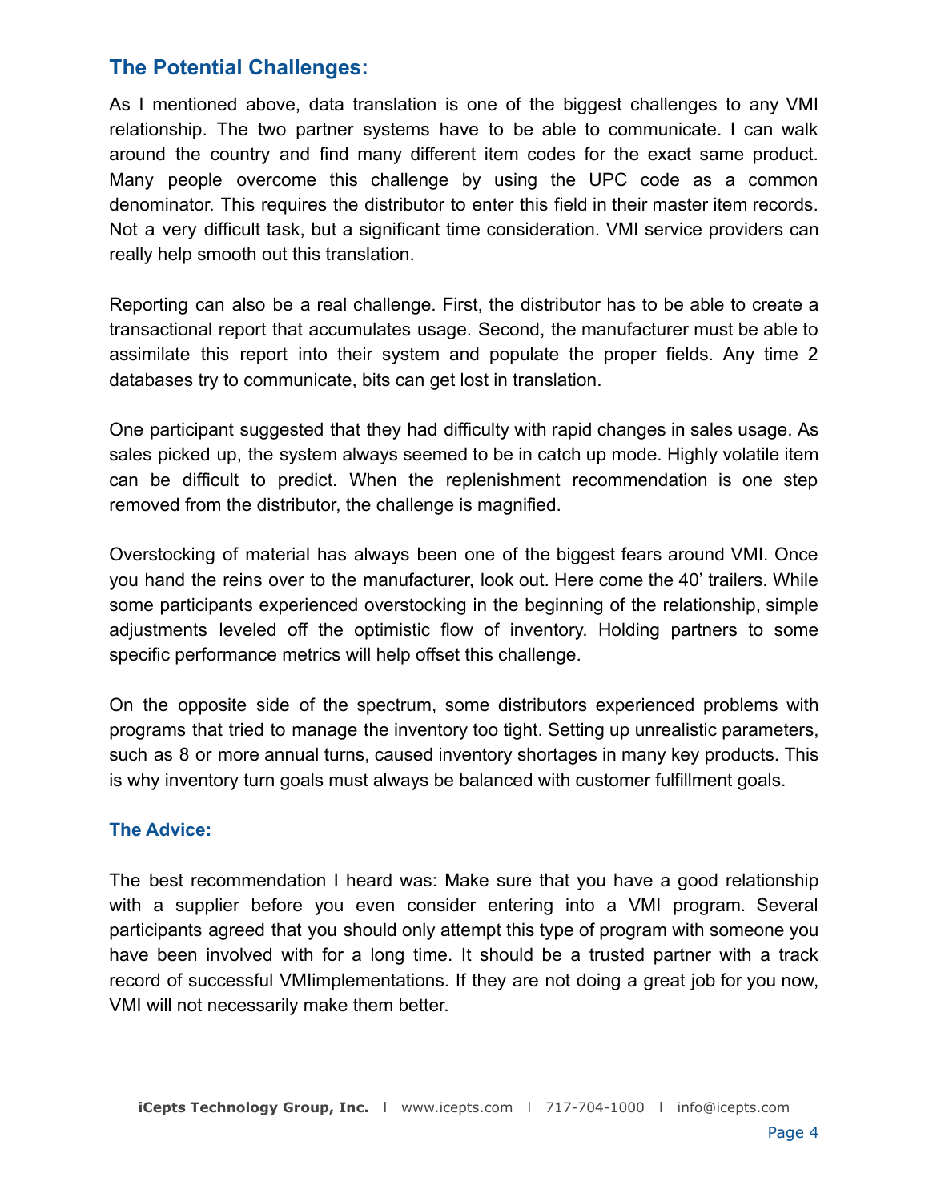## The Potential Challenges:

As I mentioned above, data translation is one of the biggest challenges to any VMI relationship. The two partner systems have to be able to communicate. I can walk around the country and find many different item codes for the exact same product. Many people overcome this challenge by using the UPC code as a common denominator. This requires the distributor to enter this field in their master item records. Not a very difficult task, but a significant time consideration. VMI service providers can really help smooth out this translation.

Reporting can also be a real challenge. First, the distributor has to be able to create a transactional report that accumulates usage. Second, the manufacturer must be able to assimilate this report into their system and populate the proper fields. Any time 2 databases try to communicate, bits can get lost in translation.

One participant suggested that they had difficulty with rapid changes in sales usage. As sales picked up, the system always seemed to be in catch up mode. Highly volatile item can be difficult to predict. When the replenishment recommendation is one step removed from the distributor, the challenge is magnified.

Overstocking of material has always been one of the biggest fears around VMI. Once you hand the reins over to the manufacturer, look out. Here come the 40' trailers. While some participants experienced overstocking in the beginning of the relationship, simple adjustments leveled off the optimistic flow of inventory. Holding partners to some specific performance metrics will help offset this challenge.

On the opposite side of the spectrum, some distributors experienced problems with programs that tried to manage the inventory too tight. Setting up unrealistic parameters, such as 8 or more annual turns, caused inventory shortages in many key products. This is why inventory turn goals must always be balanced with customer fulfillment goals.

### The Advice:

The best recommendation I heard was: Make sure that you have a good relationship with a supplier before you even consider entering into a VMI program. Several participants agreed that you should only attempt this type of program with someone you have been involved with for a long time. It should be a trusted partner with a track record of successful VMIimplementations. If they are not doing a great job for you now, VMI will not necessarily make them better.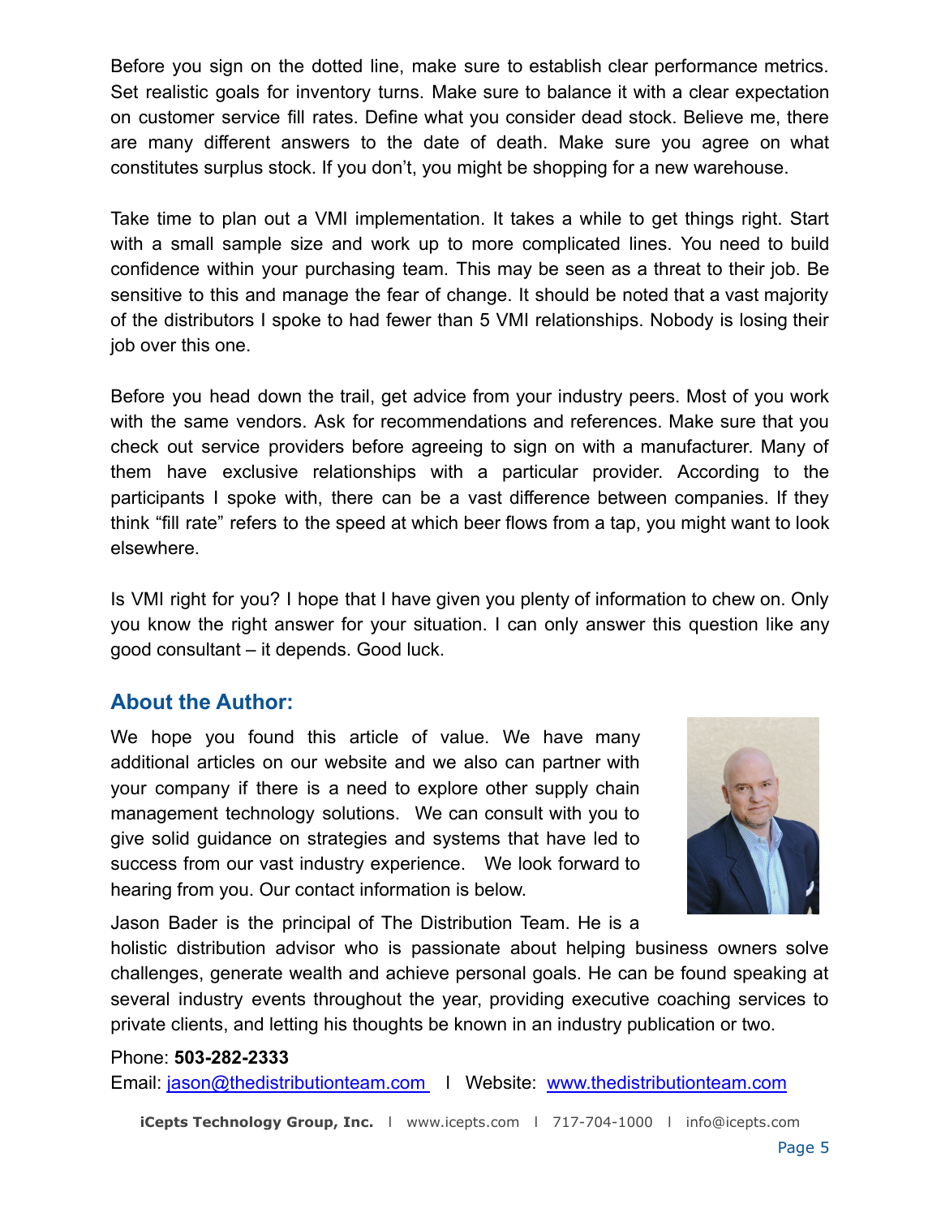Before you sign on the dotted line, make sure to establish clear performance metrics. Set realistic goals for inventory turns. Make sure to balance it with a clear expectation on customer service fill rates. Define what you consider dead stock. Believe me, there are many different answers to the date of death. Make sure you agree on what constitutes surplus stock. If you don't, you might be shopping for a new warehouse.

Take time to plan out a VMI implementation. It takes a while to get things right. Start with a small sample size and work up to more complicated lines. You need to build confidence within your purchasing team. This may be seen as a threat to their job. Be sensitive to this and manage the fear of change. It should be noted that a vast majority of the distributors I spoke to had fewer than 5 VMI relationships. Nobody is losing their job over this one.

Before you head down the trail, get advice from your industry peers. Most of you work with the same vendors. Ask for recommendations and references. Make sure that you check out service providers before agreeing to sign on with a manufacturer. Many of them have exclusive relationships with a particular provider. According to the participants I spoke with, there can be a vast difference between companies. If they think "fill rate" refers to the speed at which beer flows from a tap, you might want to look elsewhere.

Is VMI right for you? I hope that I have given you plenty of information to chew on. Only you know the right answer for your situation. I can only answer this question like any good consultant – it depends. Good luck.

## About the Author:

We hope you found this article of value. We have many additional articles on our website and we also can partner with your company if there is a need to explore other supply chain management technology solutions. We can consult with you to give solid guidance on strategies and systems that have led to success from our vast industry experience. We look forward to hearing from you. Our contact information is below.

Jason Bader is the principal of The Distribution Team. He is a holistic distribution advisor who is passionate about helping business owners solve challenges, generate wealth and achieve personal goals. He can be found speaking at several industry events throughout the year, providing executive coaching services to private clients, and letting his thoughts be known in an industry publication or two.

Phone: **503-282-2333**
Email: jason@thedistributionteam.com | Website: www.thedistributionteam.com